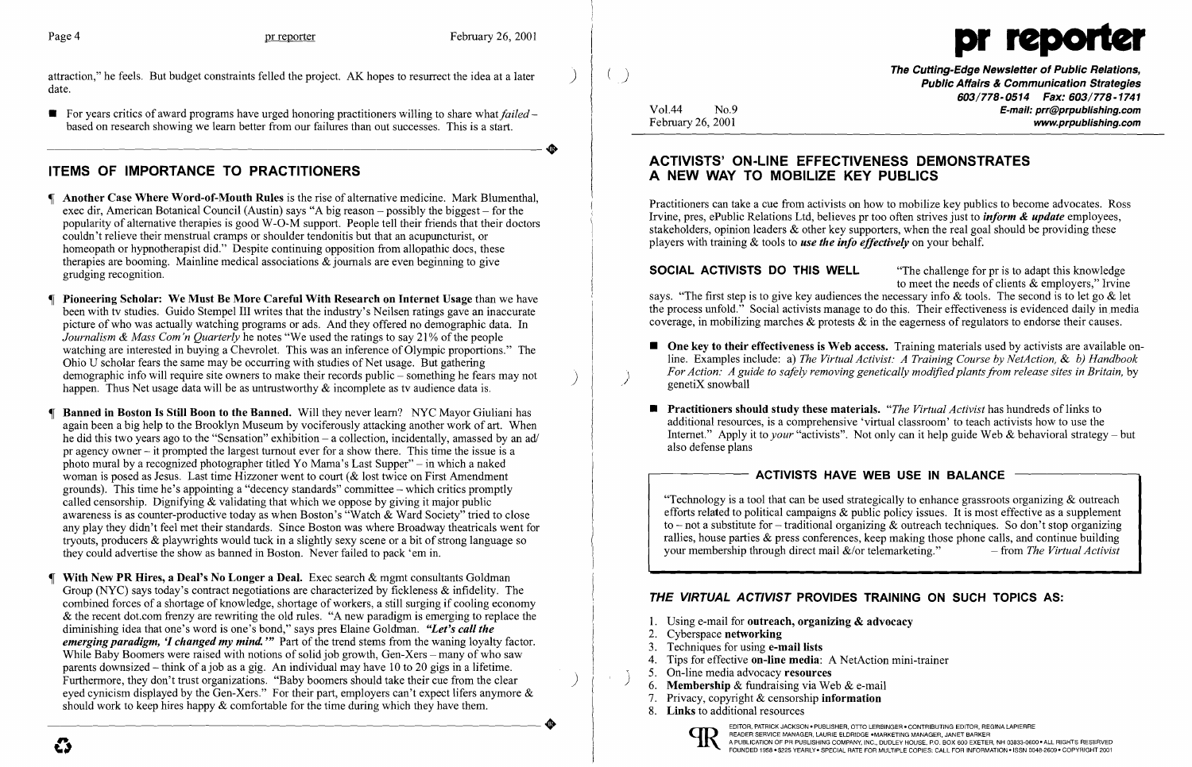attraction," he feels. But budget constraints felled the project. AK hopes to resurrect the idea at a later date.

- For years critics of award programs have urged honoring practitioners willing to share what *failed* – based on research showing we learn better from our failures than out successes. This is a start.

## ITEMS OF IMPORTANCE TO PRACTITIONERS

¶ **Another Case Where Word-of-Mouth Rules** is the rise of alternative medicine. Mark Blumenthal, exec dir, American Botanical Council (Austin) says "A big reason – possibly the biggest – for the popularity of alternative therapies is good W-O-M support. People tell their friends that their doctors couldn't relieve their menstrual cramps or shoulder tendonitis but that an acupuncturist, or homeopath or hypnotherapist did." Despite continuing opposition from allopathic docs, these therapies are booming. Mainline medical associations & journals are even beginning to give grudging recognition.

¶ **Pioneering Scholar: We Must Be More Careful With Research on Internet Usage** than we have been with tv studies. Guido Stempel III writes that the industry's Neilsen ratings gave an inaccurate picture of who was actually watching programs or ads. And they offered no demographic data. In *Journalism & Mass Com'n Quarterly* he notes "We used the ratings to say 21% of the people watching are interested in buying a Chevrolet. This was an inference of Olympic proportions." The Ohio U scholar fears the same may be occurring with studies of Net usage. But gathering demographic info will require site owners to make their records public – something he fears may not happen. Thus Net usage data will be as untrustworthy & incomplete as tv audience data is.

¶ **Banned in Boston Is Still Boon to the Banned.** Will they never learn? NYC Mayor Giuliani has again been a big help to the Brooklyn Museum by vociferously attacking another work of art. When he did this two years ago to the "Sensation" exhibition – a collection, incidentally, amassed by an ad/ pr agency owner – it prompted the largest turnout ever for a show there. This time the issue is a photo mural by a recognized photographer titled Yo Mama's Last Supper" – in which a naked woman is posed as Jesus. Last time Hizzoner went to court (& lost twice on First Amendment grounds). This time he's appointing a "decency standards" committee – which critics promptly called censorship. Dignifying & validating that which we oppose by giving it major public awareness is as counter-productive today as when Boston's "Watch & Ward Society" tried to close any play they didn't feel met their standards. Since Boston was where Broadway theatricals went for tryouts, producers & playwrights would tuck in a slightly sexy scene or a bit of strong language so they could advertise the show as banned in Boston. Never failed to pack 'em in.

¶ **With New PR Hires, a Deal's No Longer a Deal.** Exec search & mgmt consultants Goldman Group (NYC) says today's contract negotiations are characterized by fickleness & infidelity. The combined forces of a shortage of knowledge, shortage of workers, a still surging if cooling economy & the recent dot.com frenzy are rewriting the old rules. "A new paradigm is emerging to replace the diminishing idea that one's word is one's bond," says pres Elaine Goldman. ***"Let's call the emerging paradigm, 'I changed my mind.'"*** Part of the trend stems from the waning loyalty factor. While Baby Boomers were raised with notions of solid job growth, Gen-Xers – many of who saw parents downsized – think of a job as a gig. An individual may have 10 to 20 gigs in a lifetime. Furthermore, they don't trust organizations. "Baby boomers should take their cue from the clear eyed cynicism displayed by the Gen-Xers." For their part, employers can't expect lifers anymore & should work to keep hires happy & comfortable for the time during which they have them.

# pr reporter

**The Cutting-Edge Newsletter of Public Relations, Public Affairs & Communication Strategies**
**603/778-0514 Fax: 603/778-1741**
**E-mail: prr@prpublishing.com**
**www.prpublishing.com**

Vol.44 No.9
February 26, 2001

## ACTIVISTS' ON-LINE EFFECTIVENESS DEMONSTRATES A NEW WAY TO MOBILIZE KEY PUBLICS

Practitioners can take a cue from activists on how to mobilize key publics to become advocates. Ross Irvine, pres, ePublic Relations Ltd, believes pr too often strives just to ***inform & update*** employees, stakeholders, opinion leaders & other key supporters, when the real goal should be providing these players with training & tools to ***use the info effectively*** on your behalf.

**SOCIAL ACTIVISTS DO THIS WELL** "The challenge for pr is to adapt this knowledge to meet the needs of clients & employers," Irvine says. "The first step is to give key audiences the necessary info & tools. The second is to let go & let the process unfold." Social activists manage to do this. Their effectiveness is evidenced daily in media coverage, in mobilizing marches & protests & in the eagerness of regulators to endorse their causes.

- **One key to their effectiveness is Web access.** Training materials used by activists are available on-line. Examples include: a) *The Virtual Activist: A Training Course by NetAction*, & b) *Handbook For Action: A guide to safely removing genetically modified plants from release sites in Britain*, by genetiX snowball

- **Practitioners should study these materials.** "*The Virtual Activist* has hundreds of links to additional resources, is a comprehensive 'virtual classroom' to teach activists how to use the Internet." Apply it to *your* "activists". Not only can it help guide Web & behavioral strategy – but also defense plans

### ACTIVISTS HAVE WEB USE IN BALANCE

"Technology is a tool that can be used strategically to enhance grassroots organizing & outreach efforts related to political campaigns & public policy issues. It is most effective as a supplement to – not a substitute for – traditional organizing & outreach techniques. So don't stop organizing rallies, house parties & press conferences, keep making those phone calls, and continue building your membership through direct mail &/or telemarketing." – from *The Virtual Activist*

### *THE VIRTUAL ACTIVIST* PROVIDES TRAINING ON SUCH TOPICS AS:

1. Using e-mail for **outreach, organizing & advocacy**
2. Cyberspace **networking**
3. Techniques for using **e-mail lists**
4. Tips for effective **on-line media**: A NetAction mini-trainer
5. On-line media advocacy **resources**
6. **Membership** & fundraising via Web & e-mail
7. Privacy, copyright & censorship **information**
8. **Links** to additional resources

EDITOR, PATRICK JACKSON • PUBLISHER, OTTO LERBINGER • CONTRIBUTING EDITOR, REGINA LAPIERRE • READER SERVICE MANAGER, LAURIE ELDRIDGE • MARKETING MANAGER, JANET BARKER • A PUBLICATION OF PR PUBLISHING COMPANY, INC., DUDLEY HOUSE, P.O. BOX 600 EXETER, NH 03833-0600 • ALL RIGHTS RESERVED • FOUNDED 1958 • $225 YEARLY • SPECIAL RATE FOR MULTIPLE COPIES: CALL FOR INFORMATION • ISSN 0048-2609 • COPYRIGHT 2001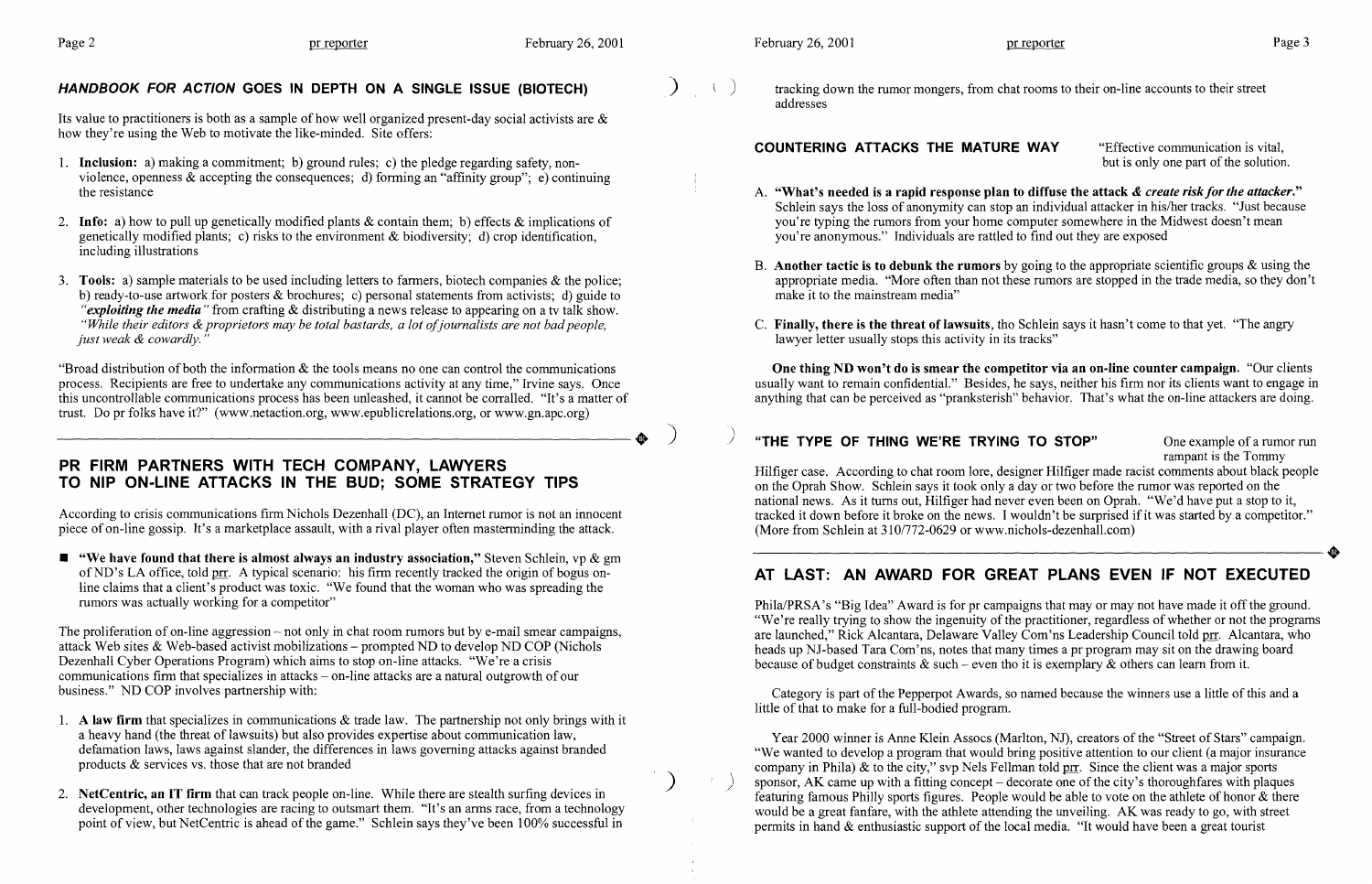### *HANDBOOK FOR ACTION* GOES IN DEPTH ON A SINGLE ISSUE (BIOTECH)

Its value to practitioners is both as a sample of how well organized present-day social activists are & how they're using the Web to motivate the like-minded. Site offers:

1. **Inclusion:** a) making a commitment; b) ground rules; c) the pledge regarding safety, non-violence, openness & accepting the consequences; d) forming an "affinity group"; e) continuing the resistance

2. **Info:** a) how to pull up genetically modified plants & contain them; b) effects & implications of genetically modified plants; c) risks to the environment & biodiversity; d) crop identification, including illustrations

3. **Tools:** a) sample materials to be used including letters to farmers, biotech companies & the police; b) ready-to-use artwork for posters & brochures; c) personal statements from activists; d) guide to *"exploiting the media"* from crafting & distributing a news release to appearing on a tv talk show. *"While their editors & proprietors may be total bastards, a lot of journalists are not bad people, just weak & cowardly."*

"Broad distribution of both the information & the tools means no one can control the communications process. Recipients are free to undertake any communications activity at any time," Irvine says. Once this uncontrollable communications process has been unleashed, it cannot be corralled. "It's a matter of trust. Do pr folks have it?" (www.netaction.org, www.epublicrelations.org, or www.gn.apc.org)

---

## PR FIRM PARTNERS WITH TECH COMPANY, LAWYERS TO NIP ON-LINE ATTACKS IN THE BUD; SOME STRATEGY TIPS

According to crisis communications firm Nichols Dezenhall (DC), an Internet rumor is not an innocent piece of on-line gossip. It's a marketplace assault, with a rival player often masterminding the attack.

- **"We have found that there is almost always an industry association,"** Steven Schlein, vp & gm of ND's LA office, told prr. A typical scenario: his firm recently tracked the origin of bogus on-line claims that a client's product was toxic. "We found that the woman who was spreading the rumors was actually working for a competitor"

The proliferation of on-line aggression – not only in chat room rumors but by e-mail smear campaigns, attack Web sites & Web-based activist mobilizations – prompted ND to develop ND COP (Nichols Dezenhall Cyber Operations Program) which aims to stop on-line attacks. "We're a crisis communications firm that specializes in attacks – on-line attacks are a natural outgrowth of our business." ND COP involves partnership with:

1. **A law firm** that specializes in communications & trade law. The partnership not only brings with it a heavy hand (the threat of lawsuits) but also provides expertise about communication law, defamation laws, laws against slander, the differences in laws governing attacks against branded products & services vs. those that are not branded

2. **NetCentric, an IT firm** that can track people on-line. While there are stealth surfing devices in development, other technologies are racing to outsmart them. "It's an arms race, from a technology point of view, but NetCentric is ahead of the game." Schlein says they've been 100% successful in tracking down the rumor mongers, from chat rooms to their on-line accounts to their street addresses

**COUNTERING ATTACKS THE MATURE WAY** "Effective communication is vital, but is only one part of the solution.

A. **"What's needed is a rapid response plan to diffuse the attack *& create risk for the attacker*."** Schlein says the loss of anonymity can stop an individual attacker in his/her tracks. "Just because you're typing the rumors from your home computer somewhere in the Midwest doesn't mean you're anonymous." Individuals are rattled to find out they are exposed

B. **Another tactic is to debunk the rumors** by going to the appropriate scientific groups & using the appropriate media. "More often than not these rumors are stopped in the trade media, so they don't make it to the mainstream media"

C. **Finally, there is the threat of lawsuits**, tho Schlein says it hasn't come to that yet. "The angry lawyer letter usually stops this activity in its tracks"

**One thing ND won't do is smear the competitor via an on-line counter campaign.** "Our clients usually want to remain confidential." Besides, he says, neither his firm nor its clients want to engage in anything that can be perceived as "pranksterish" behavior. That's what the on-line attackers are doing.

**"THE TYPE OF THING WE'RE TRYING TO STOP"** One example of a rumor run rampant is the Tommy Hilfiger case. According to chat room lore, designer Hilfiger made racist comments about black people on the Oprah Show. Schlein says it took only a day or two before the rumor was reported on the national news. As it turns out, Hilfiger had never even been on Oprah. "We'd have put a stop to it, tracked it down before it broke on the news. I wouldn't be surprised if it was started by a competitor." (More from Schlein at 310/772-0629 or www.nichols-dezenhall.com)

---

## AT LAST: AN AWARD FOR GREAT PLANS EVEN IF NOT EXECUTED

Phila/PRSA's "Big Idea" Award is for pr campaigns that may or may not have made it off the ground. "We're really trying to show the ingenuity of the practitioner, regardless of whether or not the programs are launched," Rick Alcantara, Delaware Valley Com'ns Leadership Council told prr. Alcantara, who heads up NJ-based Tara Com'ns, notes that many times a pr program may sit on the drawing board because of budget constraints & such – even tho it is exemplary & others can learn from it.

Category is part of the Pepperpot Awards, so named because the winners use a little of this and a little of that to make for a full-bodied program.

Year 2000 winner is Anne Klein Assocs (Marlton, NJ), creators of the "Street of Stars" campaign. "We wanted to develop a program that would bring positive attention to our client (a major insurance company in Phila) & to the city," svp Nels Fellman told prr. Since the client was a major sports sponsor, AK came up with a fitting concept – decorate one of the city's thoroughfares with plaques featuring famous Philly sports figures. People would be able to vote on the athlete of honor & there would be a great fanfare, with the athlete attending the unveiling. AK was ready to go, with street permits in hand & enthusiastic support of the local media. "It would have been a great tourist